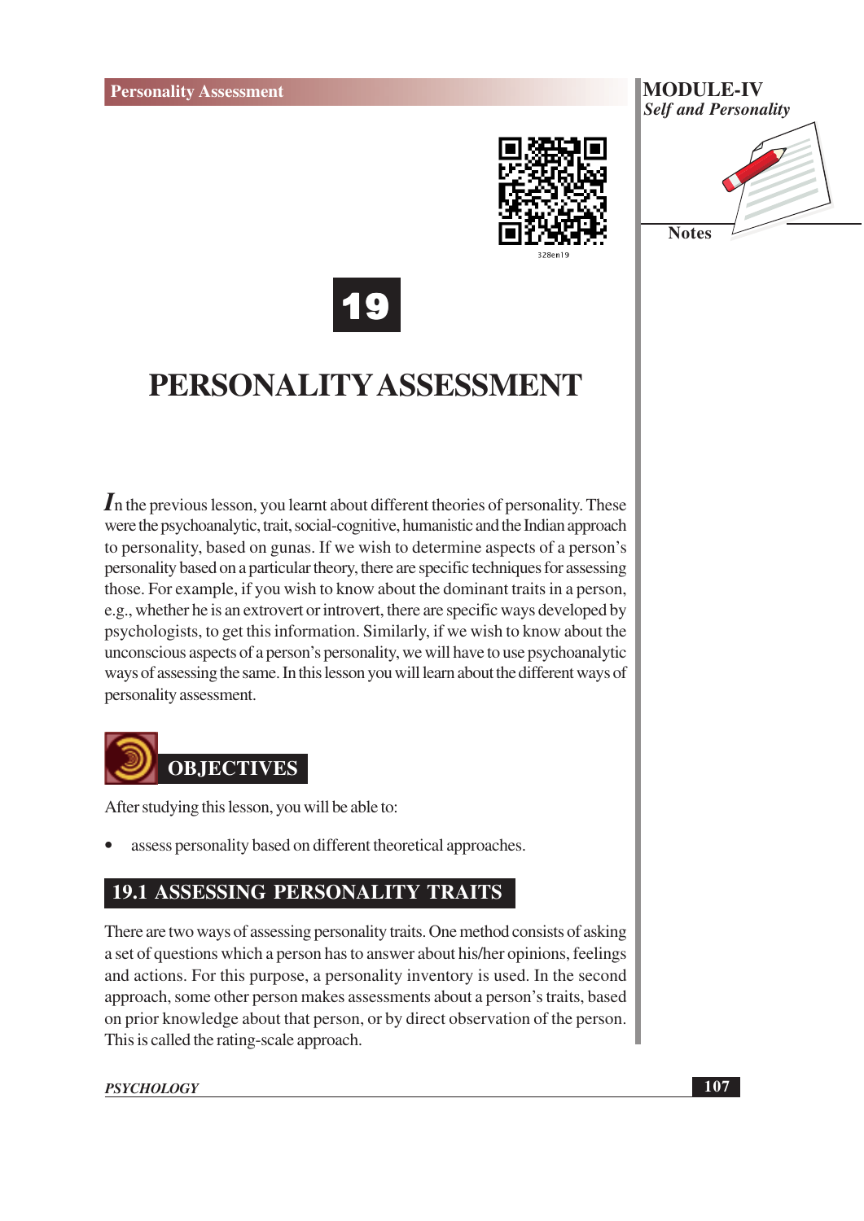# 19

# PERSONALITY ASSESSMENT

In the previous lesson, you learnt about different theories of personality. These were the psychoanalytic, trait, social-cognitive, humanistic and the Indian approach to personality, based on gunas. If we wish to determine aspects of a person's personality based on a particular theory, there are specific techniques for assessing those. For example, if you wish to know about the dominant traits in a person, e.g., whether he is an extrovert or introvert, there are specific ways developed by psychologists, to get this information. Similarly, if we wish to know about the unconscious aspects of a person's personality, we will have to use psychoanalytic ways of assessing the same. In this lesson you will learn about the different ways of personality assessment.

## OBJECTIVES

After studying this lesson, you will be able to:

- assess personality based on different theoretical approaches.

## 19.1 ASSESSING PERSONALITY TRAITS

There are two ways of assessing personality traits. One method consists of asking a set of questions which a person has to answer about his/her opinions, feelings and actions. For this purpose, a personality inventory is used. In the second approach, some other person makes assessments about a person's traits, based on prior knowledge about that person, or by direct observation of the person. This is called the rating-scale approach.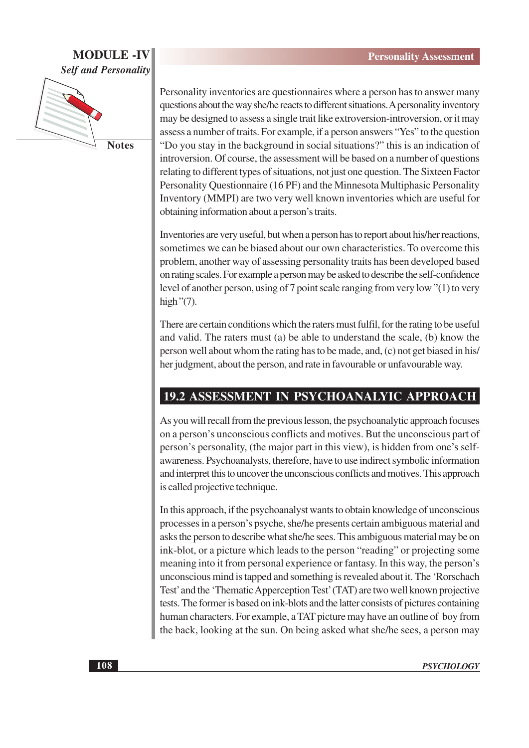Personality inventories are questionnaires where a person has to answer many questions about the way she/he reacts to different situations. A personality inventory may be designed to assess a single trait like extroversion-introversion, or it may assess a number of traits. For example, if a person answers "Yes" to the question "Do you stay in the background in social situations?" this is an indication of introversion. Of course, the assessment will be based on a number of questions relating to different types of situations, not just one question. The Sixteen Factor Personality Questionnaire (16 PF) and the Minnesota Multiphasic Personality Inventory (MMPI) are two very well known inventories which are useful for obtaining information about a person's traits.

Inventories are very useful, but when a person has to report about his/her reactions, sometimes we can be biased about our own characteristics. To overcome this problem, another way of assessing personality traits has been developed based on rating scales. For example a person may be asked to describe the self-confidence level of another person, using of 7 point scale ranging from very low "(1) to very high "(7).

There are certain conditions which the raters must fulfil, for the rating to be useful and valid. The raters must (a) be able to understand the scale, (b) know the person well about whom the rating has to be made, and, (c) not get biased in his/ her judgment, about the person, and rate in favourable or unfavourable way.

## 19.2 ASSESSMENT IN PSYCHOANALYIC APPROACH

As you will recall from the previous lesson, the psychoanalytic approach focuses on a person's unconscious conflicts and motives. But the unconscious part of person's personality, (the major part in this view), is hidden from one's self-awareness. Psychoanalysts, therefore, have to use indirect symbolic information and interpret this to uncover the unconscious conflicts and motives. This approach is called projective technique.

In this approach, if the psychoanalyst wants to obtain knowledge of unconscious processes in a person's psyche, she/he presents certain ambiguous material and asks the person to describe what she/he sees. This ambiguous material may be on ink-blot, or a picture which leads to the person "reading" or projecting some meaning into it from personal experience or fantasy. In this way, the person's unconscious mind is tapped and something is revealed about it. The 'Rorschach Test' and the 'Thematic Apperception Test' (TAT) are two well known projective tests. The former is based on ink-blots and the latter consists of pictures containing human characters. For example, a TAT picture may have an outline of boy from the back, looking at the sun. On being asked what she/he sees, a person may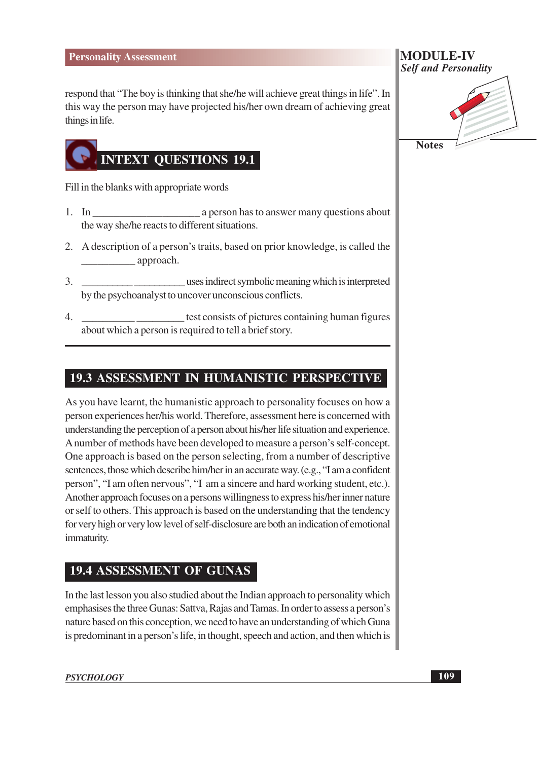respond that "The boy is thinking that she/he will achieve great things in life". In this way the person may have projected his/her own dream of achieving great things in life.

## INTEXT QUESTIONS 19.1

Fill in the blanks with appropriate words

1. In ____________________ a person has to answer many questions about the way she/he reacts to different situations.
2. A description of a person's traits, based on prior knowledge, is called the __________ approach.
3. __________ __________ uses indirect symbolic meaning which is interpreted by the psychoanalyst to uncover unconscious conflicts.
4. __________ _________ test consists of pictures containing human figures about which a person is required to tell a brief story.

## 19.3 ASSESSMENT IN HUMANISTIC PERSPECTIVE

As you have learnt, the humanistic approach to personality focuses on how a person experiences her/his world. Therefore, assessment here is concerned with understanding the perception of a person about his/her life situation and experience. A number of methods have been developed to measure a person's self-concept. One approach is based on the person selecting, from a number of descriptive sentences, those which describe him/her in an accurate way. (e.g., "I am a confident person", "I am often nervous", "I am a sincere and hard working student, etc.). Another approach focuses on a persons willingness to express his/her inner nature or self to others. This approach is based on the understanding that the tendency for very high or very low level of self-disclosure are both an indication of emotional immaturity.

## 19.4 ASSESSMENT OF GUNAS

In the last lesson you also studied about the Indian approach to personality which emphasises the three Gunas: Sattva, Rajas and Tamas. In order to assess a person's nature based on this conception, we need to have an understanding of which Guna is predominant in a person's life, in thought, speech and action, and then which is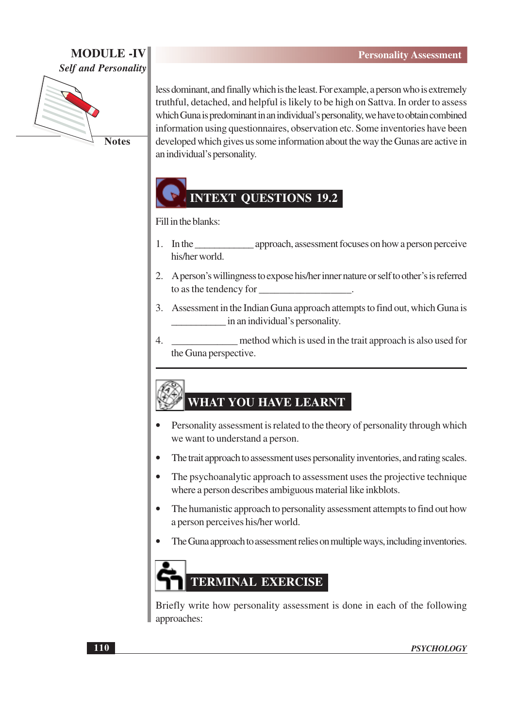less dominant, and finally which is the least. For example, a person who is extremely truthful, detached, and helpful is likely to be high on Sattva. In order to assess which Guna is predominant in an individual's personality, we have to obtain combined information using questionnaires, observation etc. Some inventories have been developed which gives us some information about the way the Gunas are active in an individual's personality.

## INTEXT QUESTIONS 19.2

Fill in the blanks:

1. In the ___________ approach, assessment focuses on how a person perceive his/her world.
2. A person's willingness to expose his/her inner nature or self to other's is referred to as the tendency for __________________.
3. Assessment in the Indian Guna approach attempts to find out, which Guna is __________ in an individual's personality.
4. ____________ method which is used in the trait approach is also used for the Guna perspective.

## WHAT YOU HAVE LEARNT

- Personality assessment is related to the theory of personality through which we want to understand a person.
- The trait approach to assessment uses personality inventories, and rating scales.
- The psychoanalytic approach to assessment uses the projective technique where a person describes ambiguous material like inkblots.
- The humanistic approach to personality assessment attempts to find out how a person perceives his/her world.
- The Guna approach to assessment relies on multiple ways, including inventories.

## TERMINAL EXERCISE

Briefly write how personality assessment is done in each of the following approaches: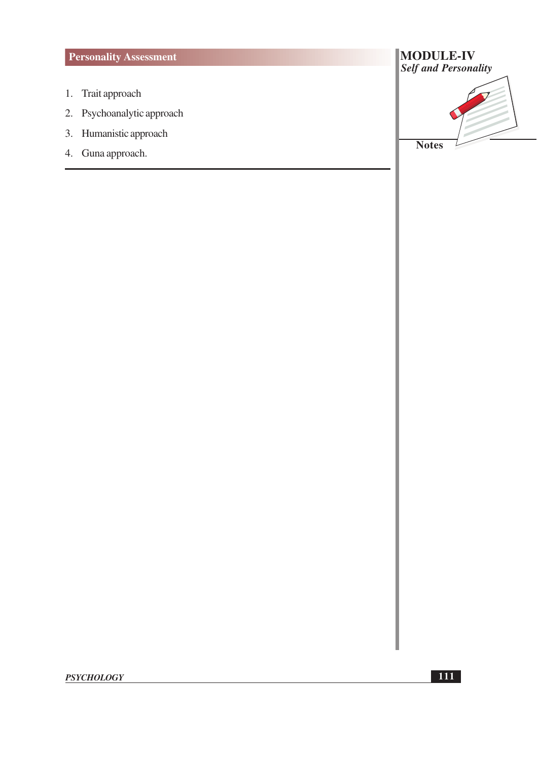## Personality Assessment

1. Trait approach
2. Psychoanalytic approach
3. Humanistic approach
4. Guna approach.